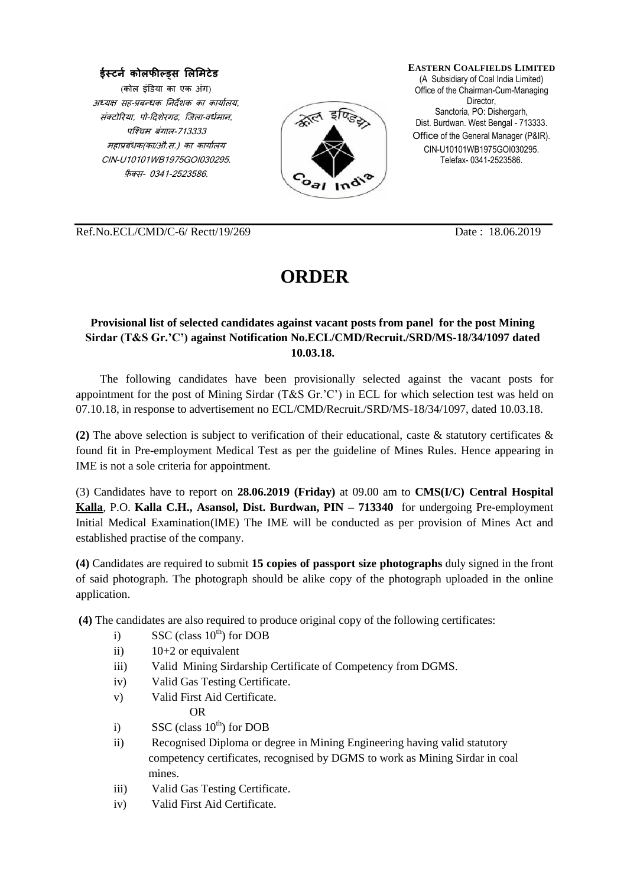**ईस्टर्न कोलफील्ड्स लिमिटेड**
(कोल इंडिया का एक अंग)
अध्यक्ष सह-प्रबन्धक निर्देशक का कार्यालय,
संक्टोरिया, पो-दिशेरगढ़, जिला-वर्धमान,
पश्चिम बंगाल-713333
महाप्रबंधक(का/औ.स.) का कार्यालय
CIN-U10101WB1975GOI030295.
फ़ैक्स- 0341-2523586.

**EASTERN COALFIELDS LIMITED**
(A Subsidiary of Coal India Limited)
Office of the Chairman-Cum-Managing Director,
Sanctoria, PO: Dishergarh,
Dist. Burdwan. West Bengal - 713333.
Office of the General Manager (P&IR).
CIN-U10101WB1975GOI030295.
Telefax- 0341-2523586.

Ref.No.ECL/CMD/C-6/ Rectt/19/269 Date : 18.06.2019

# ORDER

**Provisional list of selected candidates against vacant posts from panel for the post Mining Sirdar (T&S Gr.'C') against Notification No.ECL/CMD/Recruit./SRD/MS-18/34/1097 dated 10.03.18.**

The following candidates have been provisionally selected against the vacant posts for appointment for the post of Mining Sirdar (T&S Gr.'C') in ECL for which selection test was held on 07.10.18, in response to advertisement no ECL/CMD/Recruit./SRD/MS-18/34/1097, dated 10.03.18.

**(2)** The above selection is subject to verification of their educational, caste & statutory certificates & found fit in Pre-employment Medical Test as per the guideline of Mines Rules. Hence appearing in IME is not a sole criteria for appointment.

(3) Candidates have to report on **28.06.2019 (Friday)** at 09.00 am to **CMS(I/C) Central Hospital Kalla**, P.O. **Kalla C.H., Asansol, Dist. Burdwan, PIN – 713340** for undergoing Pre-employment Initial Medical Examination(IME) The IME will be conducted as per provision of Mines Act and established practise of the company.

**(4)** Candidates are required to submit **15 copies of passport size photographs** duly signed in the front of said photograph. The photograph should be alike copy of the photograph uploaded in the online application.

**(4)** The candidates are also required to produce original copy of the following certificates:

i) SSC (class 10th) for DOB
ii) 10+2 or equivalent
iii) Valid Mining Sirdarship Certificate of Competency from DGMS.
iv) Valid Gas Testing Certificate.
v) Valid First Aid Certificate.

OR

i) SSC (class 10th) for DOB
ii) Recognised Diploma or degree in Mining Engineering having valid statutory competency certificates, recognised by DGMS to work as Mining Sirdar in coal mines.
iii) Valid Gas Testing Certificate.
iv) Valid First Aid Certificate.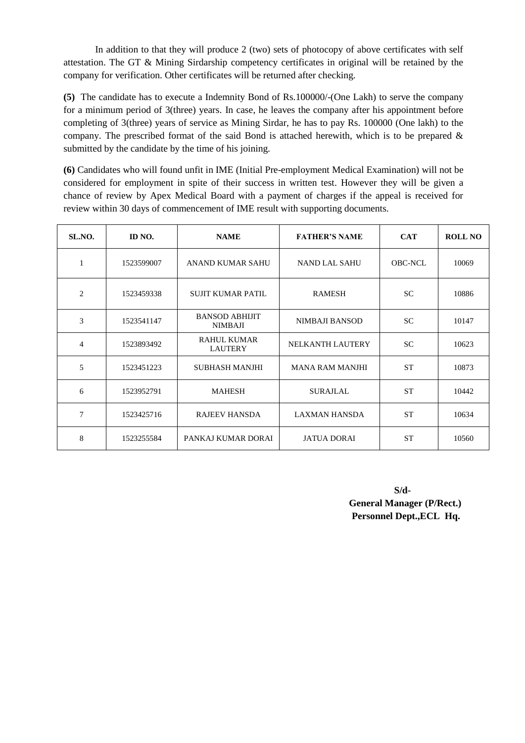In addition to that they will produce 2 (two) sets of photocopy of above certificates with self attestation. The GT & Mining Sirdarship competency certificates in original will be retained by the company for verification. Other certificates will be returned after checking.

**(5)** The candidate has to execute a Indemnity Bond of Rs.100000/-(One Lakh) to serve the company for a minimum period of 3(three) years. In case, he leaves the company after his appointment before completing of 3(three) years of service as Mining Sirdar, he has to pay Rs. 100000 (One lakh) to the company. The prescribed format of the said Bond is attached herewith, which is to be prepared & submitted by the candidate by the time of his joining.

**(6)** Candidates who will found unfit in IME (Initial Pre-employment Medical Examination) will not be considered for employment in spite of their success in written test. However they will be given a chance of review by Apex Medical Board with a payment of charges if the appeal is received for review within 30 days of commencement of IME result with supporting documents.

| SL.NO. | ID NO. | NAME | FATHER'S NAME | CAT | ROLL NO |
|---|---|---|---|---|---|
| 1 | 1523599007 | ANAND KUMAR SAHU | NAND LAL SAHU | OBC-NCL | 10069 |
| 2 | 1523459338 | SUJIT KUMAR PATIL | RAMESH | SC | 10886 |
| 3 | 1523541147 | BANSOD ABHIJIT NIMBAJI | NIMBAJI BANSOD | SC | 10147 |
| 4 | 1523893492 | RAHUL KUMAR LAUTERY | NELKANTH LAUTERY | SC | 10623 |
| 5 | 1523451223 | SUBHASH MANJHI | MANA RAM MANJHI | ST | 10873 |
| 6 | 1523952791 | MAHESH | SURAJLAL | ST | 10442 |
| 7 | 1523425716 | RAJEEV HANSDA | LAXMAN HANSDA | ST | 10634 |
| 8 | 1523255584 | PANKAJ KUMAR DORAI | JATUA DORAI | ST | 10560 |

**S/d-**
**General Manager (P/Rect.)**
**Personnel Dept.,ECL Hq.**